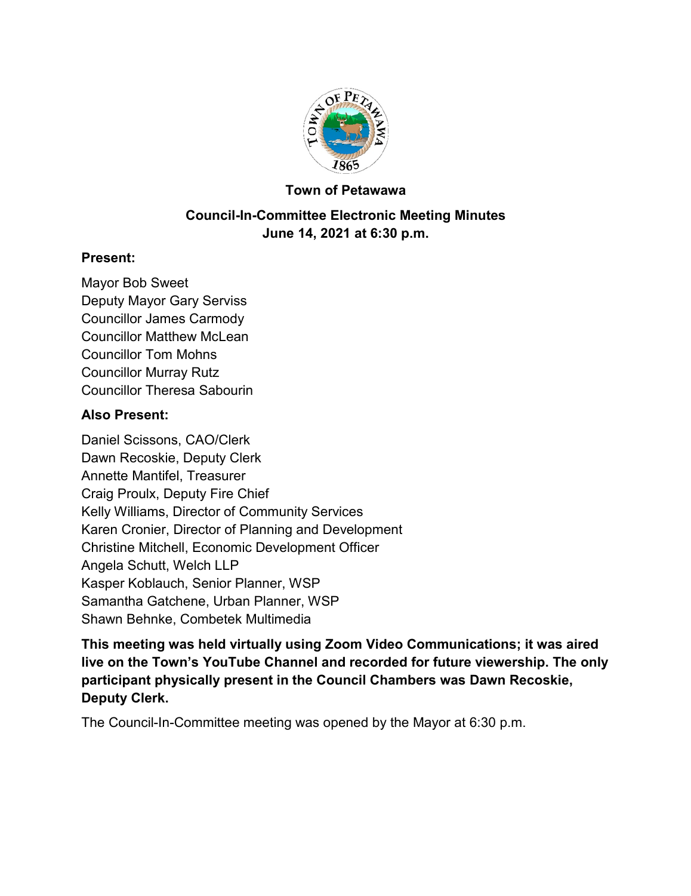# Town of Petawawa

## Council-In-Committee Electronic Meeting Minutes
## June 14, 2021 at 6:30 p.m.

### Present:

Mayor Bob Sweet
Deputy Mayor Gary Serviss
Councillor James Carmody
Councillor Matthew McLean
Councillor Tom Mohns
Councillor Murray Rutz
Councillor Theresa Sabourin

### Also Present:

Daniel Scissons, CAO/Clerk
Dawn Recoskie, Deputy Clerk
Annette Mantifel, Treasurer
Craig Proulx, Deputy Fire Chief
Kelly Williams, Director of Community Services
Karen Cronier, Director of Planning and Development
Christine Mitchell, Economic Development Officer
Angela Schutt, Welch LLP
Kasper Koblauch, Senior Planner, WSP
Samantha Gatchene, Urban Planner, WSP
Shawn Behnke, Combetek Multimedia

**This meeting was held virtually using Zoom Video Communications; it was aired live on the Town's YouTube Channel and recorded for future viewership. The only participant physically present in the Council Chambers was Dawn Recoskie, Deputy Clerk.**

The Council-In-Committee meeting was opened by the Mayor at 6:30 p.m.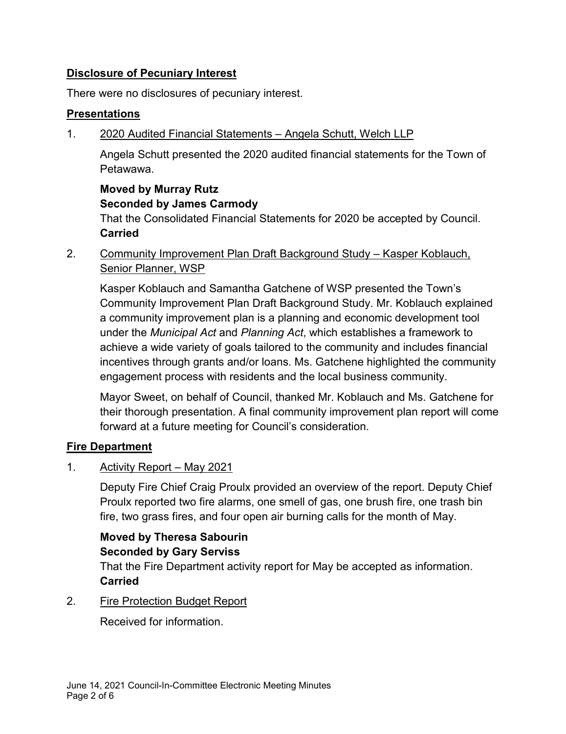## Disclosure of Pecuniary Interest

There were no disclosures of pecuniary interest.

## Presentations

1. 2020 Audited Financial Statements – Angela Schutt, Welch LLP

   Angela Schutt presented the 2020 audited financial statements for the Town of Petawawa.

   **Moved by Murray Rutz**
   **Seconded by James Carmody**
   That the Consolidated Financial Statements for 2020 be accepted by Council.
   **Carried**

2. Community Improvement Plan Draft Background Study – Kasper Koblauch, Senior Planner, WSP

   Kasper Koblauch and Samantha Gatchene of WSP presented the Town's Community Improvement Plan Draft Background Study. Mr. Koblauch explained a community improvement plan is a planning and economic development tool under the *Municipal Act* and *Planning Act*, which establishes a framework to achieve a wide variety of goals tailored to the community and includes financial incentives through grants and/or loans. Ms. Gatchene highlighted the community engagement process with residents and the local business community.

   Mayor Sweet, on behalf of Council, thanked Mr. Koblauch and Ms. Gatchene for their thorough presentation. A final community improvement plan report will come forward at a future meeting for Council's consideration.

## Fire Department

1. Activity Report – May 2021

   Deputy Fire Chief Craig Proulx provided an overview of the report. Deputy Chief Proulx reported two fire alarms, one smell of gas, one brush fire, one trash bin fire, two grass fires, and four open air burning calls for the month of May.

   **Moved by Theresa Sabourin**
   **Seconded by Gary Serviss**
   That the Fire Department activity report for May be accepted as information.
   **Carried**

2. Fire Protection Budget Report

   Received for information.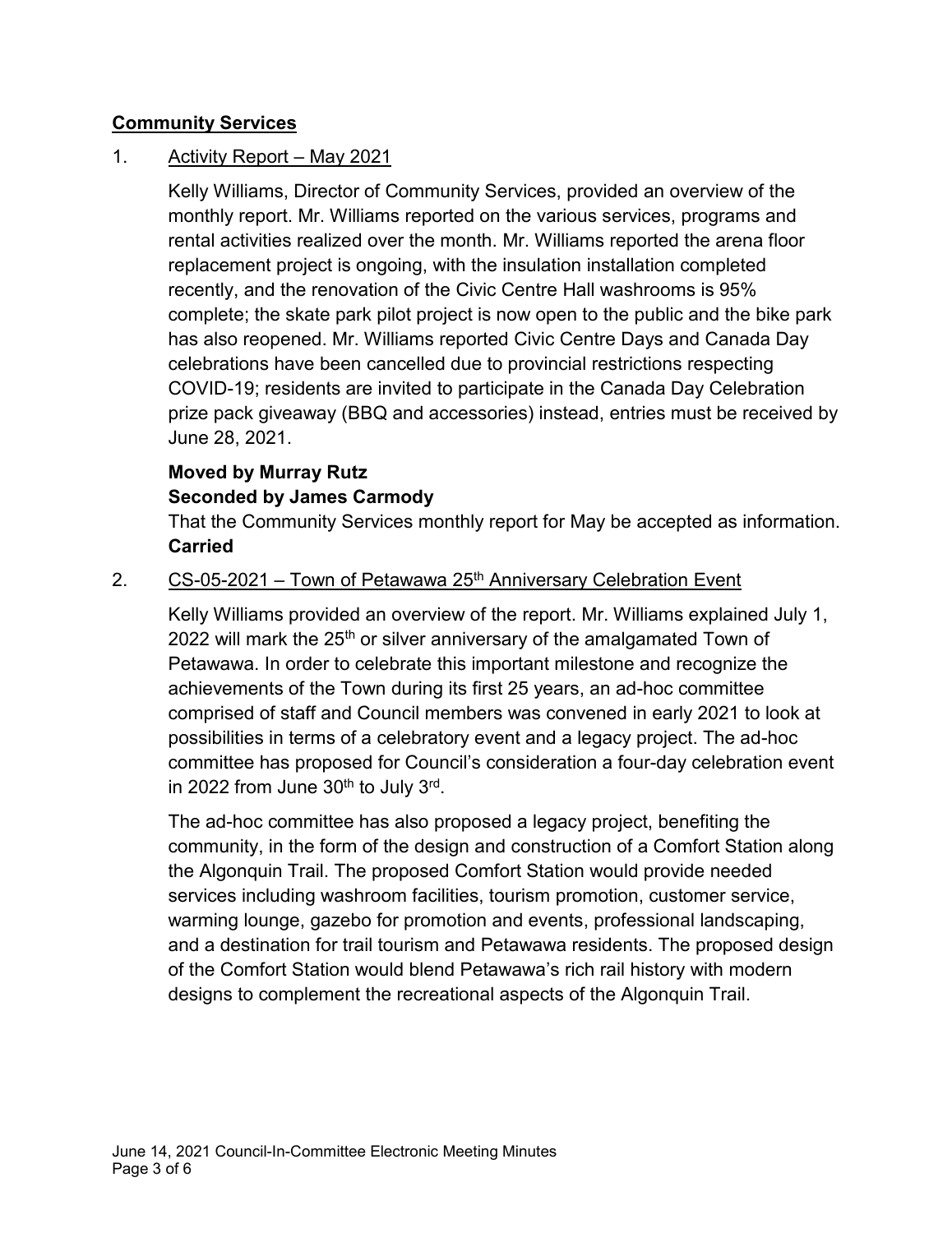## Community Services

1. Activity Report – May 2021

Kelly Williams, Director of Community Services, provided an overview of the monthly report. Mr. Williams reported on the various services, programs and rental activities realized over the month. Mr. Williams reported the arena floor replacement project is ongoing, with the insulation installation completed recently, and the renovation of the Civic Centre Hall washrooms is 95% complete; the skate park pilot project is now open to the public and the bike park has also reopened. Mr. Williams reported Civic Centre Days and Canada Day celebrations have been cancelled due to provincial restrictions respecting COVID-19; residents are invited to participate in the Canada Day Celebration prize pack giveaway (BBQ and accessories) instead, entries must be received by June 28, 2021.

**Moved by Murray Rutz**
**Seconded by James Carmody**
That the Community Services monthly report for May be accepted as information.
**Carried**

2. CS-05-2021 – Town of Petawawa 25th Anniversary Celebration Event

Kelly Williams provided an overview of the report. Mr. Williams explained July 1, 2022 will mark the 25th or silver anniversary of the amalgamated Town of Petawawa. In order to celebrate this important milestone and recognize the achievements of the Town during its first 25 years, an ad-hoc committee comprised of staff and Council members was convened in early 2021 to look at possibilities in terms of a celebratory event and a legacy project. The ad-hoc committee has proposed for Council's consideration a four-day celebration event in 2022 from June 30th to July 3rd.

The ad-hoc committee has also proposed a legacy project, benefiting the community, in the form of the design and construction of a Comfort Station along the Algonquin Trail. The proposed Comfort Station would provide needed services including washroom facilities, tourism promotion, customer service, warming lounge, gazebo for promotion and events, professional landscaping, and a destination for trail tourism and Petawawa residents. The proposed design of the Comfort Station would blend Petawawa's rich rail history with modern designs to complement the recreational aspects of the Algonquin Trail.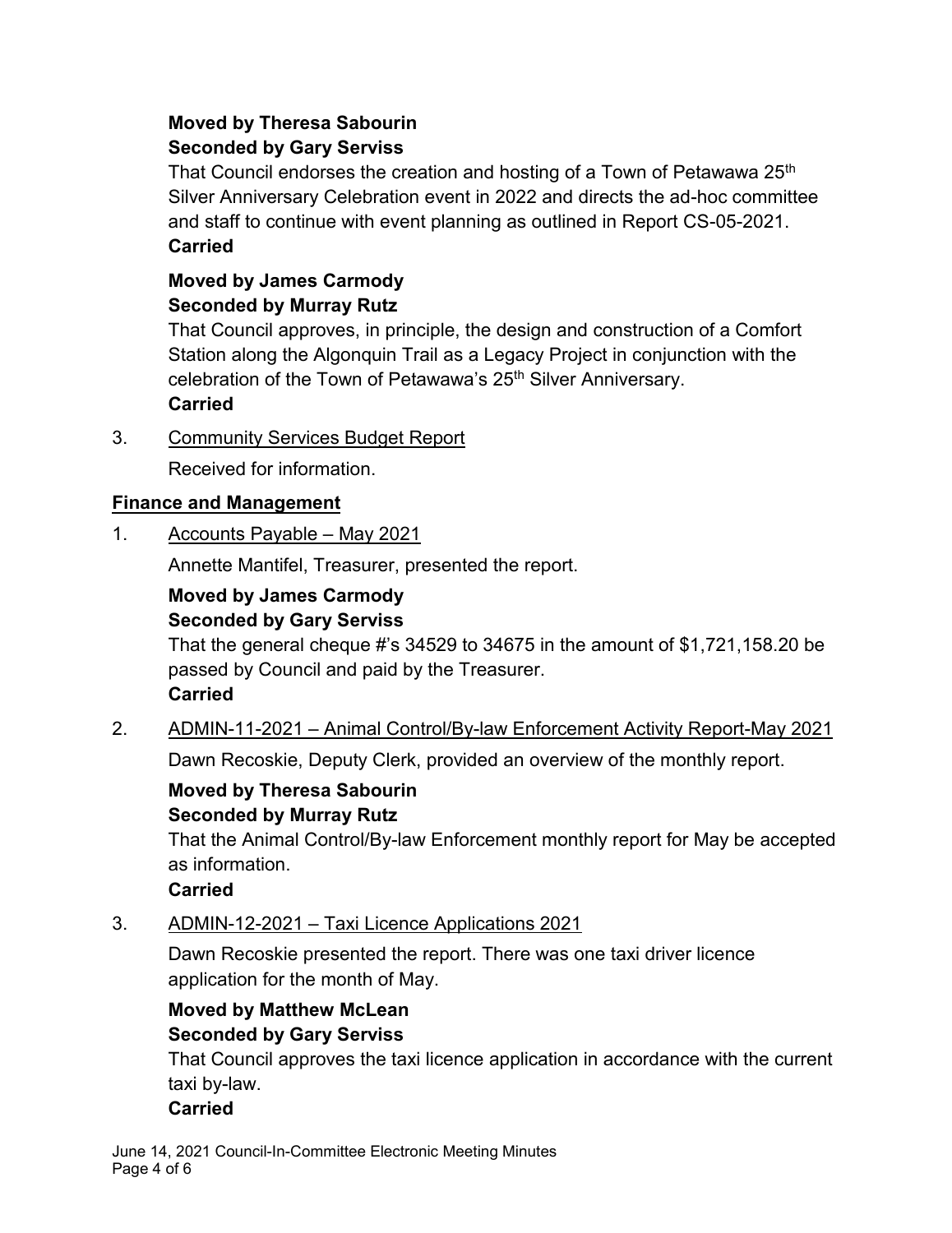**Moved by Theresa Sabourin**
**Seconded by Gary Serviss**
That Council endorses the creation and hosting of a Town of Petawawa 25th Silver Anniversary Celebration event in 2022 and directs the ad-hoc committee and staff to continue with event planning as outlined in Report CS-05-2021.
**Carried**

**Moved by James Carmody**
**Seconded by Murray Rutz**
That Council approves, in principle, the design and construction of a Comfort Station along the Algonquin Trail as a Legacy Project in conjunction with the celebration of the Town of Petawawa's 25th Silver Anniversary.
**Carried**

3. Community Services Budget Report

   Received for information.

## Finance and Management

1. Accounts Payable – May 2021

   Annette Mantifel, Treasurer, presented the report.

   **Moved by James Carmody**
   **Seconded by Gary Serviss**
   That the general cheque #'s 34529 to 34675 in the amount of $1,721,158.20 be passed by Council and paid by the Treasurer.
   **Carried**

2. ADMIN-11-2021 – Animal Control/By-law Enforcement Activity Report-May 2021

   Dawn Recoskie, Deputy Clerk, provided an overview of the monthly report.

   **Moved by Theresa Sabourin**
   **Seconded by Murray Rutz**
   That the Animal Control/By-law Enforcement monthly report for May be accepted as information.
   **Carried**

3. ADMIN-12-2021 – Taxi Licence Applications 2021

   Dawn Recoskie presented the report. There was one taxi driver licence application for the month of May.

   **Moved by Matthew McLean**
   **Seconded by Gary Serviss**
   That Council approves the taxi licence application in accordance with the current taxi by-law.
   **Carried**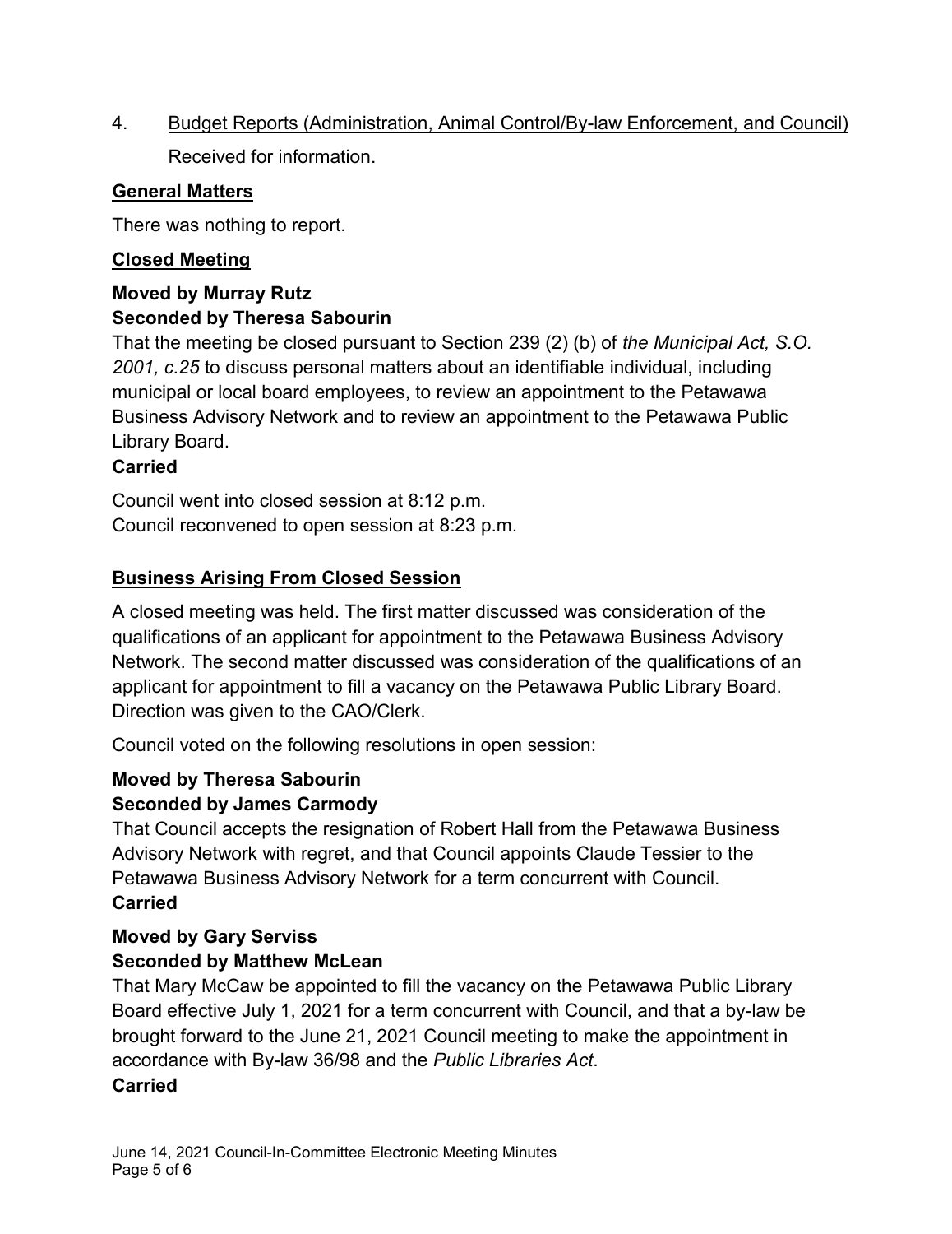4. Budget Reports (Administration, Animal Control/By-law Enforcement, and Council)

   Received for information.

**General Matters**

There was nothing to report.

**Closed Meeting**

**Moved by Murray Rutz**
**Seconded by Theresa Sabourin**

That the meeting be closed pursuant to Section 239 (2) (b) of *the Municipal Act, S.O. 2001, c.25* to discuss personal matters about an identifiable individual, including municipal or local board employees, to review an appointment to the Petawawa Business Advisory Network and to review an appointment to the Petawawa Public Library Board.

**Carried**

Council went into closed session at 8:12 p.m.
Council reconvened to open session at 8:23 p.m.

**Business Arising From Closed Session**

A closed meeting was held. The first matter discussed was consideration of the qualifications of an applicant for appointment to the Petawawa Business Advisory Network. The second matter discussed was consideration of the qualifications of an applicant for appointment to fill a vacancy on the Petawawa Public Library Board. Direction was given to the CAO/Clerk.

Council voted on the following resolutions in open session:

**Moved by Theresa Sabourin**
**Seconded by James Carmody**

That Council accepts the resignation of Robert Hall from the Petawawa Business Advisory Network with regret, and that Council appoints Claude Tessier to the Petawawa Business Advisory Network for a term concurrent with Council.

**Carried**

**Moved by Gary Serviss**
**Seconded by Matthew McLean**

That Mary McCaw be appointed to fill the vacancy on the Petawawa Public Library Board effective July 1, 2021 for a term concurrent with Council, and that a by-law be brought forward to the June 21, 2021 Council meeting to make the appointment in accordance with By-law 36/98 and the *Public Libraries Act*.

**Carried**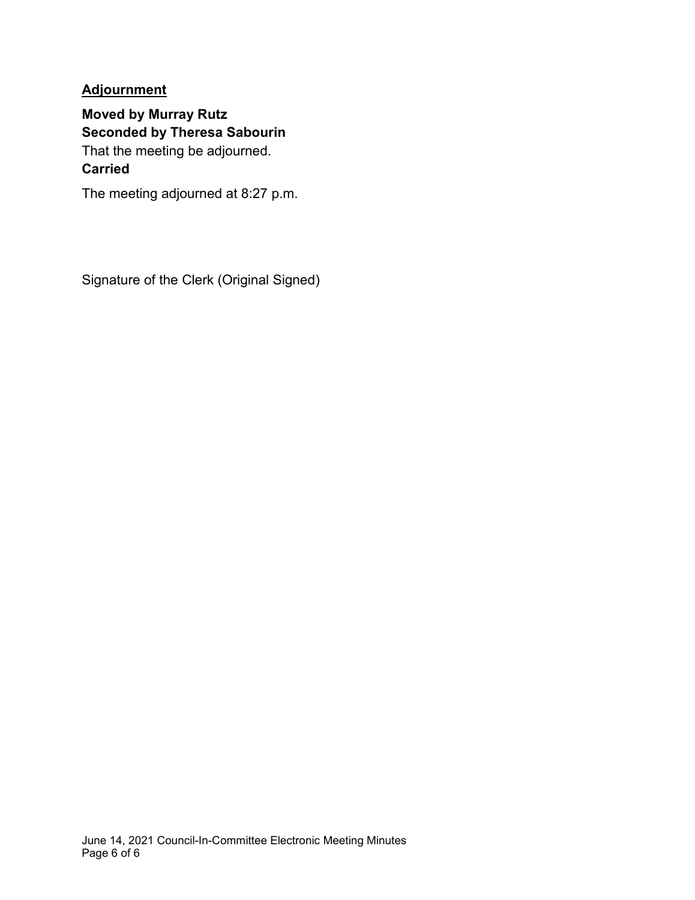## Adjournment

**Moved by Murray Rutz**
**Seconded by Theresa Sabourin**
That the meeting be adjourned.
**Carried**

The meeting adjourned at 8:27 p.m.

Signature of the Clerk (Original Signed)